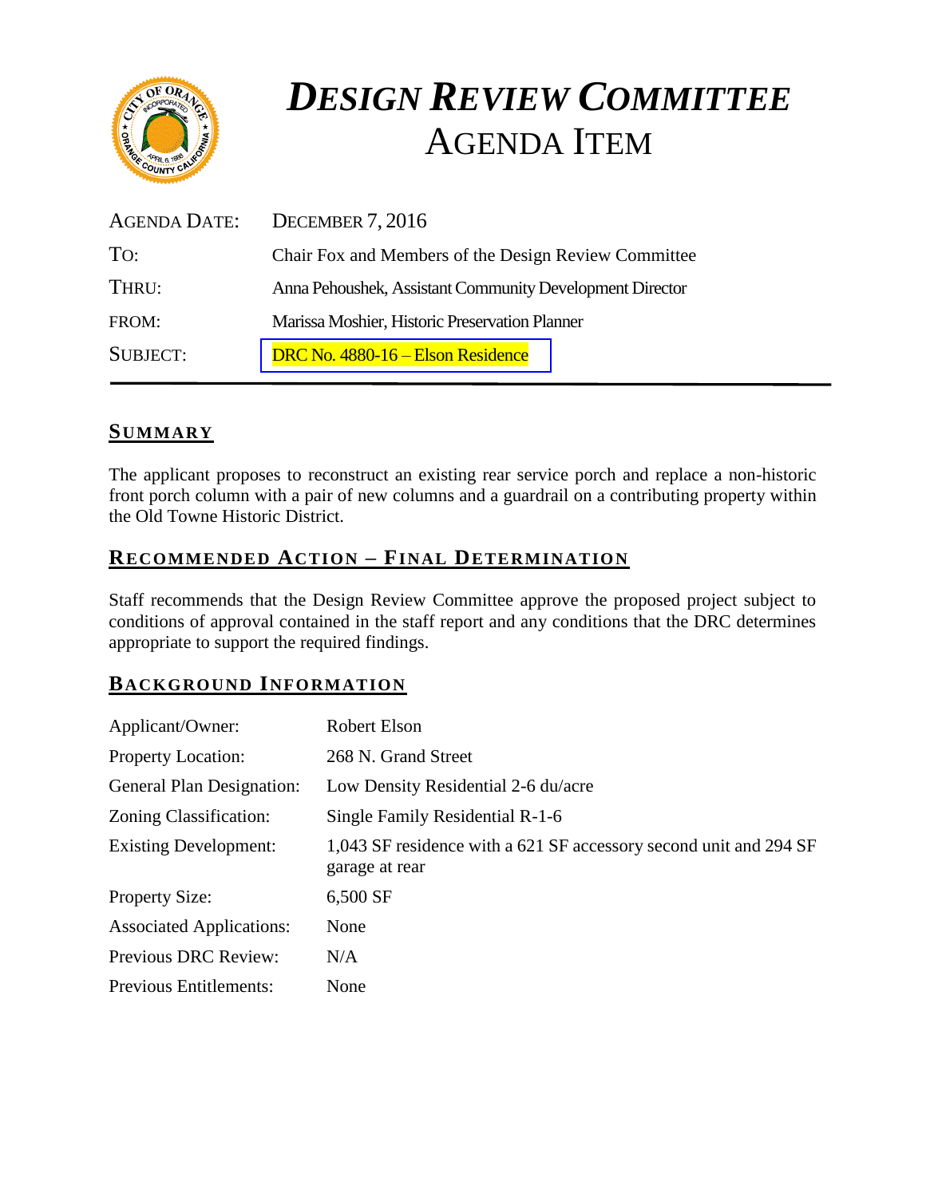# *DESIGN REVIEW COMMITTEE*
# AGENDA ITEM

| | |
|---|---|
| AGENDA DATE: | DECEMBER 7, 2016 |
| TO: | Chair Fox and Members of the Design Review Committee |
| THRU: | Anna Pehoushek, Assistant Community Development Director |
| FROM: | Marissa Moshier, Historic Preservation Planner |
| SUBJECT: | DRC No. 4880-16 – Elson Residence |

## SUMMARY

The applicant proposes to reconstruct an existing rear service porch and replace a non-historic front porch column with a pair of new columns and a guardrail on a contributing property within the Old Towne Historic District.

## RECOMMENDED ACTION – FINAL DETERMINATION

Staff recommends that the Design Review Committee approve the proposed project subject to conditions of approval contained in the staff report and any conditions that the DRC determines appropriate to support the required findings.

## BACKGROUND INFORMATION

| | |
|---|---|
| Applicant/Owner: | Robert Elson |
| Property Location: | 268 N. Grand Street |
| General Plan Designation: | Low Density Residential 2-6 du/acre |
| Zoning Classification: | Single Family Residential R-1-6 |
| Existing Development: | 1,043 SF residence with a 621 SF accessory second unit and 294 SF garage at rear |
| Property Size: | 6,500 SF |
| Associated Applications: | None |
| Previous DRC Review: | N/A |
| Previous Entitlements: | None |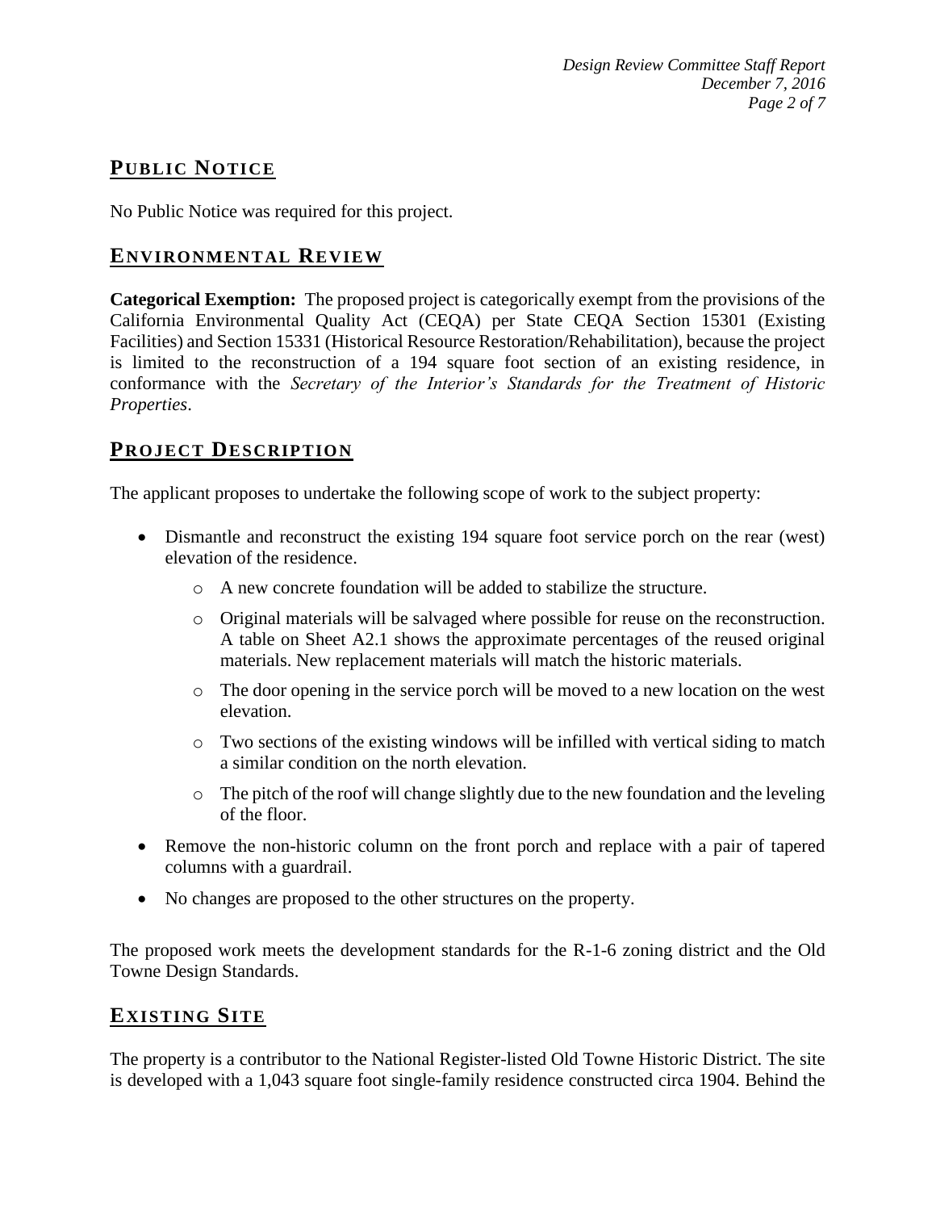## PUBLIC NOTICE

No Public Notice was required for this project.

## ENVIRONMENTAL REVIEW

**Categorical Exemption:** The proposed project is categorically exempt from the provisions of the California Environmental Quality Act (CEQA) per State CEQA Section 15301 (Existing Facilities) and Section 15331 (Historical Resource Restoration/Rehabilitation), because the project is limited to the reconstruction of a 194 square foot section of an existing residence, in conformance with the *Secretary of the Interior's Standards for the Treatment of Historic Properties*.

## PROJECT DESCRIPTION

The applicant proposes to undertake the following scope of work to the subject property:

- Dismantle and reconstruct the existing 194 square foot service porch on the rear (west) elevation of the residence.
    - A new concrete foundation will be added to stabilize the structure.
    - Original materials will be salvaged where possible for reuse on the reconstruction. A table on Sheet A2.1 shows the approximate percentages of the reused original materials. New replacement materials will match the historic materials.
    - The door opening in the service porch will be moved to a new location on the west elevation.
    - Two sections of the existing windows will be infilled with vertical siding to match a similar condition on the north elevation.
    - The pitch of the roof will change slightly due to the new foundation and the leveling of the floor.
- Remove the non-historic column on the front porch and replace with a pair of tapered columns with a guardrail.
- No changes are proposed to the other structures on the property.

The proposed work meets the development standards for the R-1-6 zoning district and the Old Towne Design Standards.

## EXISTING SITE

The property is a contributor to the National Register-listed Old Towne Historic District. The site is developed with a 1,043 square foot single-family residence constructed circa 1904. Behind the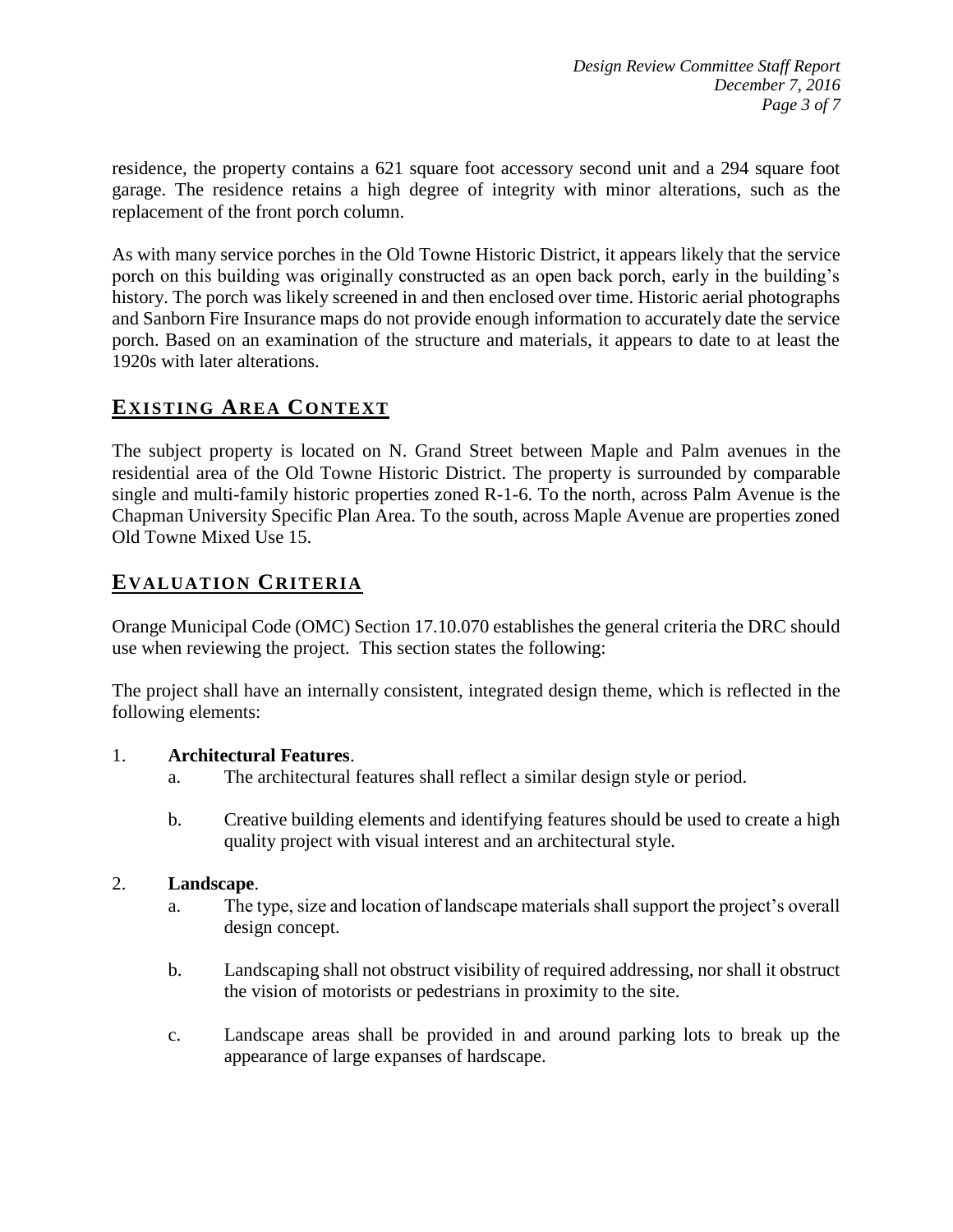residence, the property contains a 621 square foot accessory second unit and a 294 square foot garage. The residence retains a high degree of integrity with minor alterations, such as the replacement of the front porch column.

As with many service porches in the Old Towne Historic District, it appears likely that the service porch on this building was originally constructed as an open back porch, early in the building's history. The porch was likely screened in and then enclosed over time. Historic aerial photographs and Sanborn Fire Insurance maps do not provide enough information to accurately date the service porch. Based on an examination of the structure and materials, it appears to date to at least the 1920s with later alterations.

## EXISTING AREA CONTEXT

The subject property is located on N. Grand Street between Maple and Palm avenues in the residential area of the Old Towne Historic District. The property is surrounded by comparable single and multi-family historic properties zoned R-1-6. To the north, across Palm Avenue is the Chapman University Specific Plan Area. To the south, across Maple Avenue are properties zoned Old Towne Mixed Use 15.

## EVALUATION CRITERIA

Orange Municipal Code (OMC) Section 17.10.070 establishes the general criteria the DRC should use when reviewing the project. This section states the following:

The project shall have an internally consistent, integrated design theme, which is reflected in the following elements:

1. **Architectural Features**.
   a. The architectural features shall reflect a similar design style or period.

   b. Creative building elements and identifying features should be used to create a high quality project with visual interest and an architectural style.

2. **Landscape**.
   a. The type, size and location of landscape materials shall support the project's overall design concept.

   b. Landscaping shall not obstruct visibility of required addressing, nor shall it obstruct the vision of motorists or pedestrians in proximity to the site.

   c. Landscape areas shall be provided in and around parking lots to break up the appearance of large expanses of hardscape.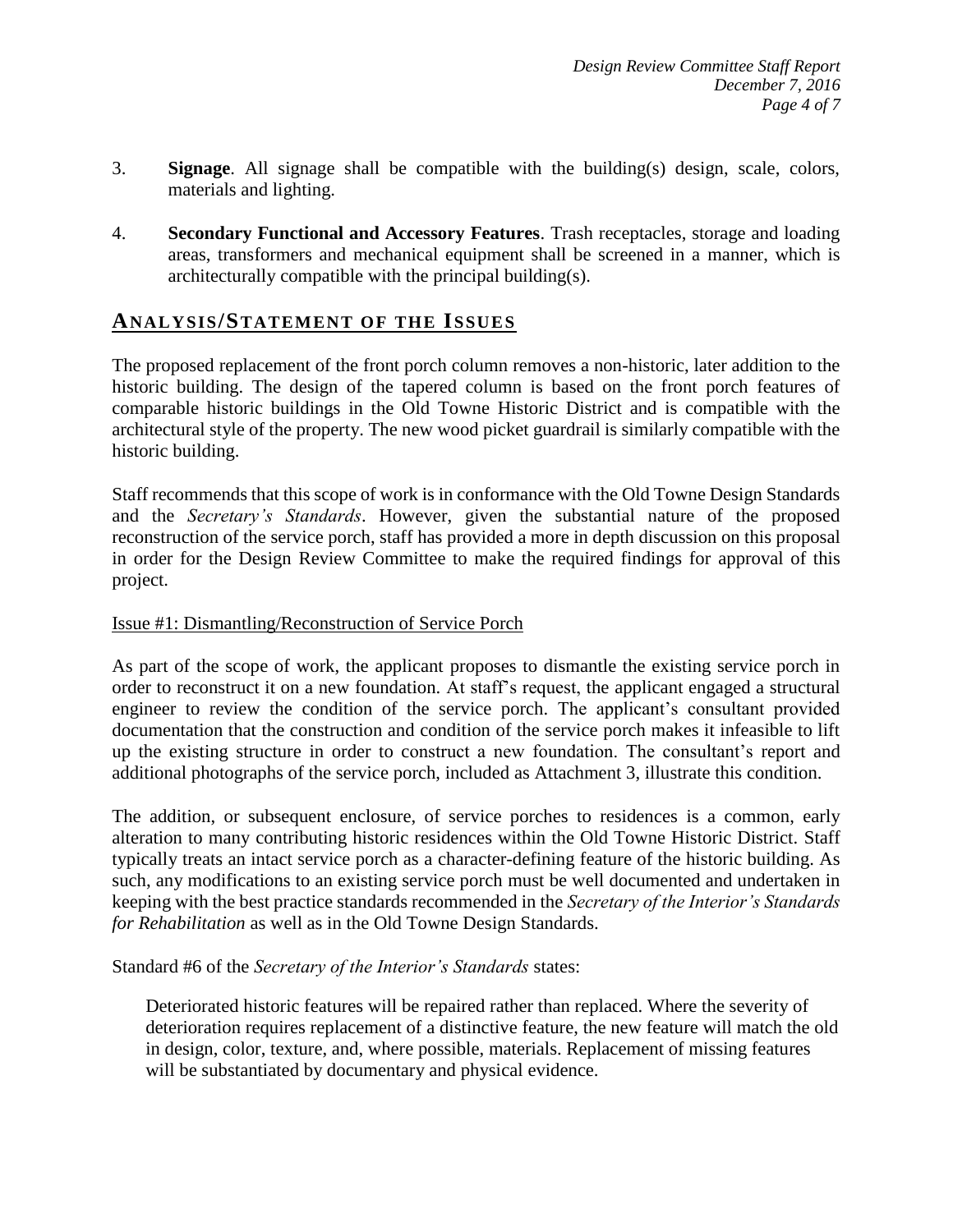3. **Signage**. All signage shall be compatible with the building(s) design, scale, colors, materials and lighting.

4. **Secondary Functional and Accessory Features**. Trash receptacles, storage and loading areas, transformers and mechanical equipment shall be screened in a manner, which is architecturally compatible with the principal building(s).

## ANALYSIS/STATEMENT OF THE ISSUES

The proposed replacement of the front porch column removes a non-historic, later addition to the historic building. The design of the tapered column is based on the front porch features of comparable historic buildings in the Old Towne Historic District and is compatible with the architectural style of the property. The new wood picket guardrail is similarly compatible with the historic building.

Staff recommends that this scope of work is in conformance with the Old Towne Design Standards and the *Secretary's Standards*. However, given the substantial nature of the proposed reconstruction of the service porch, staff has provided a more in depth discussion on this proposal in order for the Design Review Committee to make the required findings for approval of this project.

Issue #1: Dismantling/Reconstruction of Service Porch

As part of the scope of work, the applicant proposes to dismantle the existing service porch in order to reconstruct it on a new foundation. At staff's request, the applicant engaged a structural engineer to review the condition of the service porch. The applicant's consultant provided documentation that the construction and condition of the service porch makes it infeasible to lift up the existing structure in order to construct a new foundation. The consultant's report and additional photographs of the service porch, included as Attachment 3, illustrate this condition.

The addition, or subsequent enclosure, of service porches to residences is a common, early alteration to many contributing historic residences within the Old Towne Historic District. Staff typically treats an intact service porch as a character-defining feature of the historic building. As such, any modifications to an existing service porch must be well documented and undertaken in keeping with the best practice standards recommended in the *Secretary of the Interior's Standards for Rehabilitation* as well as in the Old Towne Design Standards.

Standard #6 of the *Secretary of the Interior's Standards* states:

> Deteriorated historic features will be repaired rather than replaced. Where the severity of deterioration requires replacement of a distinctive feature, the new feature will match the old in design, color, texture, and, where possible, materials. Replacement of missing features will be substantiated by documentary and physical evidence.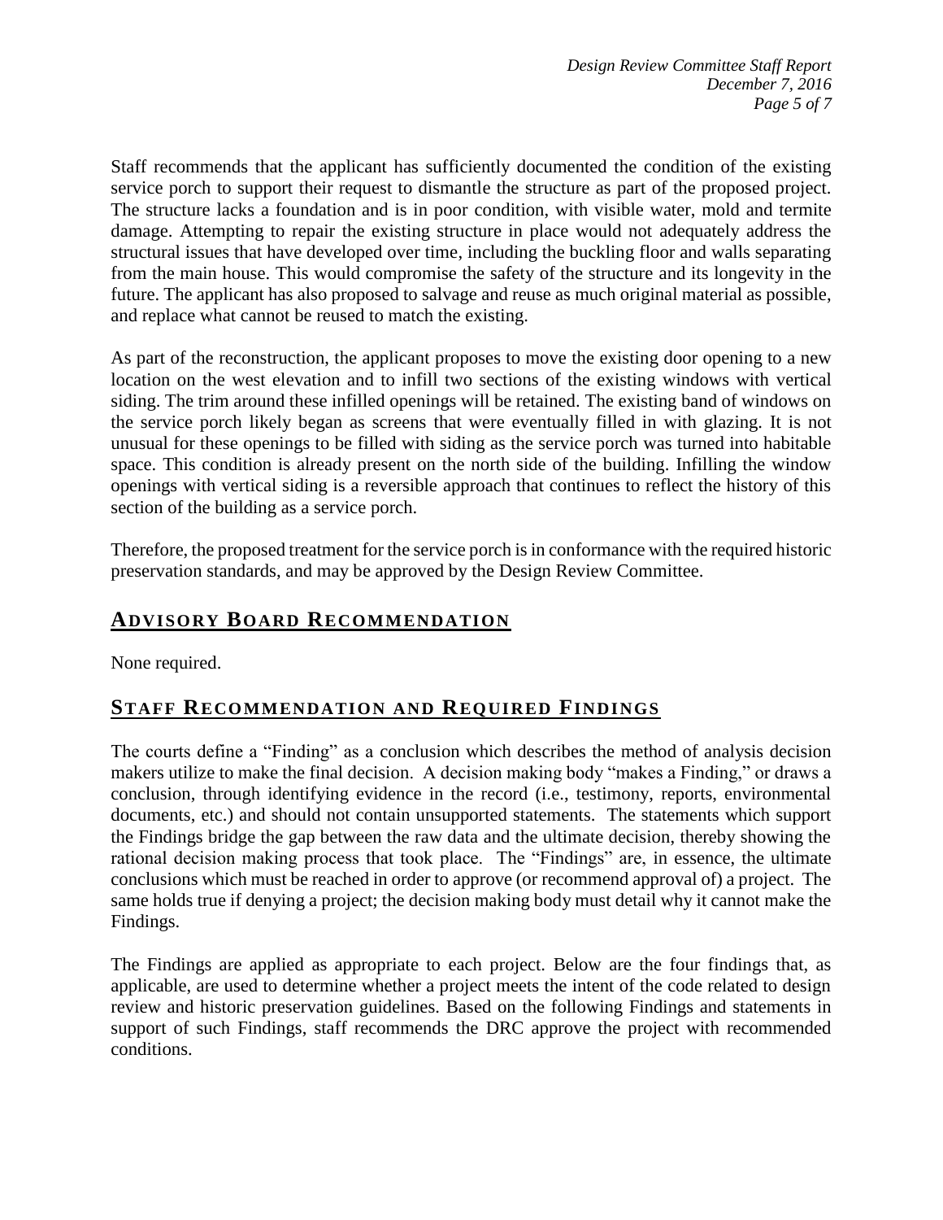Staff recommends that the applicant has sufficiently documented the condition of the existing service porch to support their request to dismantle the structure as part of the proposed project. The structure lacks a foundation and is in poor condition, with visible water, mold and termite damage. Attempting to repair the existing structure in place would not adequately address the structural issues that have developed over time, including the buckling floor and walls separating from the main house. This would compromise the safety of the structure and its longevity in the future. The applicant has also proposed to salvage and reuse as much original material as possible, and replace what cannot be reused to match the existing.

As part of the reconstruction, the applicant proposes to move the existing door opening to a new location on the west elevation and to infill two sections of the existing windows with vertical siding. The trim around these infilled openings will be retained. The existing band of windows on the service porch likely began as screens that were eventually filled in with glazing. It is not unusual for these openings to be filled with siding as the service porch was turned into habitable space. This condition is already present on the north side of the building. Infilling the window openings with vertical siding is a reversible approach that continues to reflect the history of this section of the building as a service porch.

Therefore, the proposed treatment for the service porch is in conformance with the required historic preservation standards, and may be approved by the Design Review Committee.

## ADVISORY BOARD RECOMMENDATION

None required.

## STAFF RECOMMENDATION AND REQUIRED FINDINGS

The courts define a "Finding" as a conclusion which describes the method of analysis decision makers utilize to make the final decision. A decision making body "makes a Finding," or draws a conclusion, through identifying evidence in the record (i.e., testimony, reports, environmental documents, etc.) and should not contain unsupported statements. The statements which support the Findings bridge the gap between the raw data and the ultimate decision, thereby showing the rational decision making process that took place. The "Findings" are, in essence, the ultimate conclusions which must be reached in order to approve (or recommend approval of) a project. The same holds true if denying a project; the decision making body must detail why it cannot make the Findings.

The Findings are applied as appropriate to each project. Below are the four findings that, as applicable, are used to determine whether a project meets the intent of the code related to design review and historic preservation guidelines. Based on the following Findings and statements in support of such Findings, staff recommends the DRC approve the project with recommended conditions.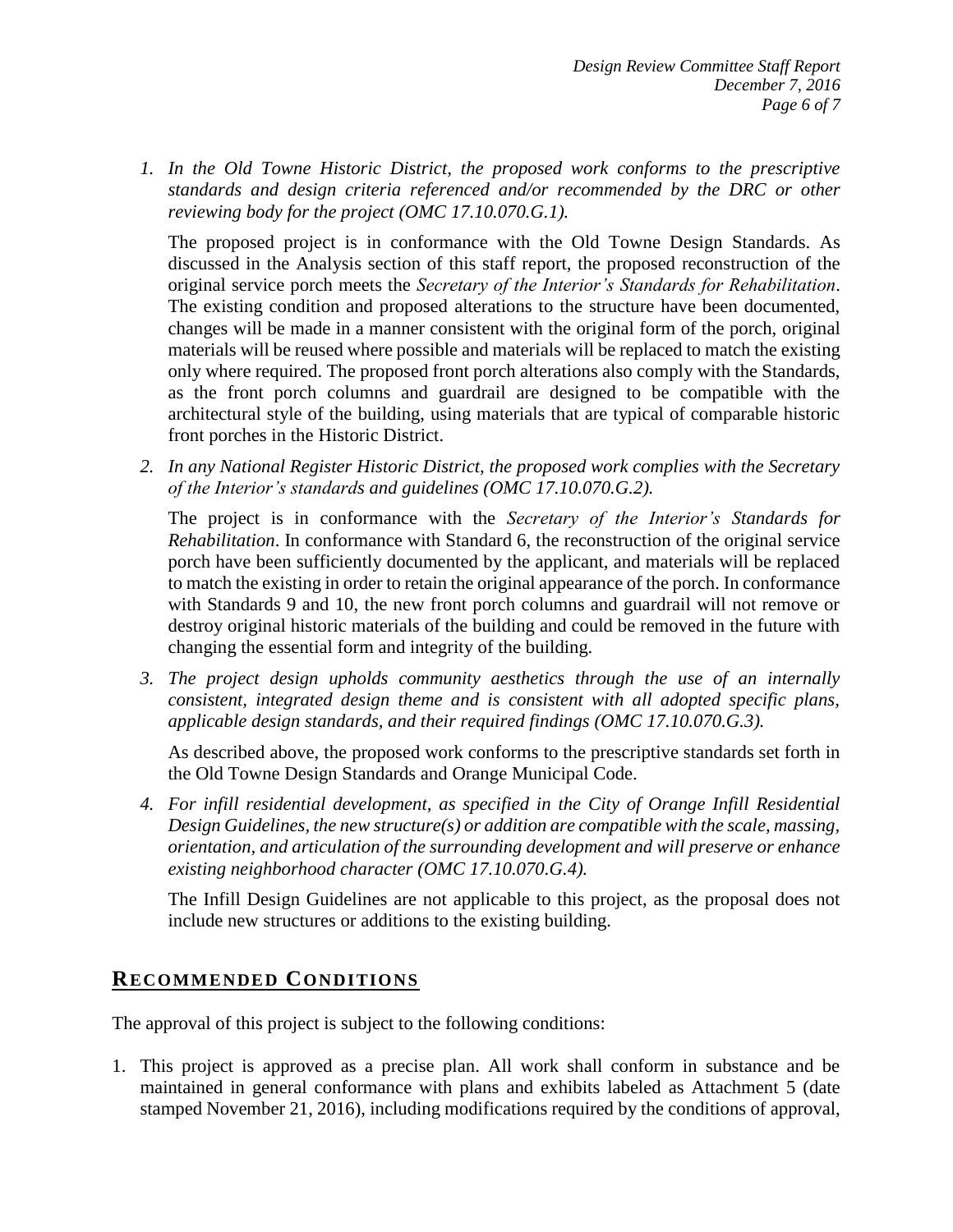1. *In the Old Towne Historic District, the proposed work conforms to the prescriptive standards and design criteria referenced and/or recommended by the DRC or other reviewing body for the project (OMC 17.10.070.G.1).*

   The proposed project is in conformance with the Old Towne Design Standards. As discussed in the Analysis section of this staff report, the proposed reconstruction of the original service porch meets the *Secretary of the Interior's Standards for Rehabilitation*. The existing condition and proposed alterations to the structure have been documented, changes will be made in a manner consistent with the original form of the porch, original materials will be reused where possible and materials will be replaced to match the existing only where required. The proposed front porch alterations also comply with the Standards, as the front porch columns and guardrail are designed to be compatible with the architectural style of the building, using materials that are typical of comparable historic front porches in the Historic District.

2. *In any National Register Historic District, the proposed work complies with the Secretary of the Interior's standards and guidelines (OMC 17.10.070.G.2).*

   The project is in conformance with the *Secretary of the Interior's Standards for Rehabilitation*. In conformance with Standard 6, the reconstruction of the original service porch have been sufficiently documented by the applicant, and materials will be replaced to match the existing in order to retain the original appearance of the porch. In conformance with Standards 9 and 10, the new front porch columns and guardrail will not remove or destroy original historic materials of the building and could be removed in the future with changing the essential form and integrity of the building.

3. *The project design upholds community aesthetics through the use of an internally consistent, integrated design theme and is consistent with all adopted specific plans, applicable design standards, and their required findings (OMC 17.10.070.G.3).*

   As described above, the proposed work conforms to the prescriptive standards set forth in the Old Towne Design Standards and Orange Municipal Code.

4. *For infill residential development, as specified in the City of Orange Infill Residential Design Guidelines, the new structure(s) or addition are compatible with the scale, massing, orientation, and articulation of the surrounding development and will preserve or enhance existing neighborhood character (OMC 17.10.070.G.4).*

   The Infill Design Guidelines are not applicable to this project, as the proposal does not include new structures or additions to the existing building.

## RECOMMENDED CONDITIONS

The approval of this project is subject to the following conditions:

1. This project is approved as a precise plan. All work shall conform in substance and be maintained in general conformance with plans and exhibits labeled as Attachment 5 (date stamped November 21, 2016), including modifications required by the conditions of approval,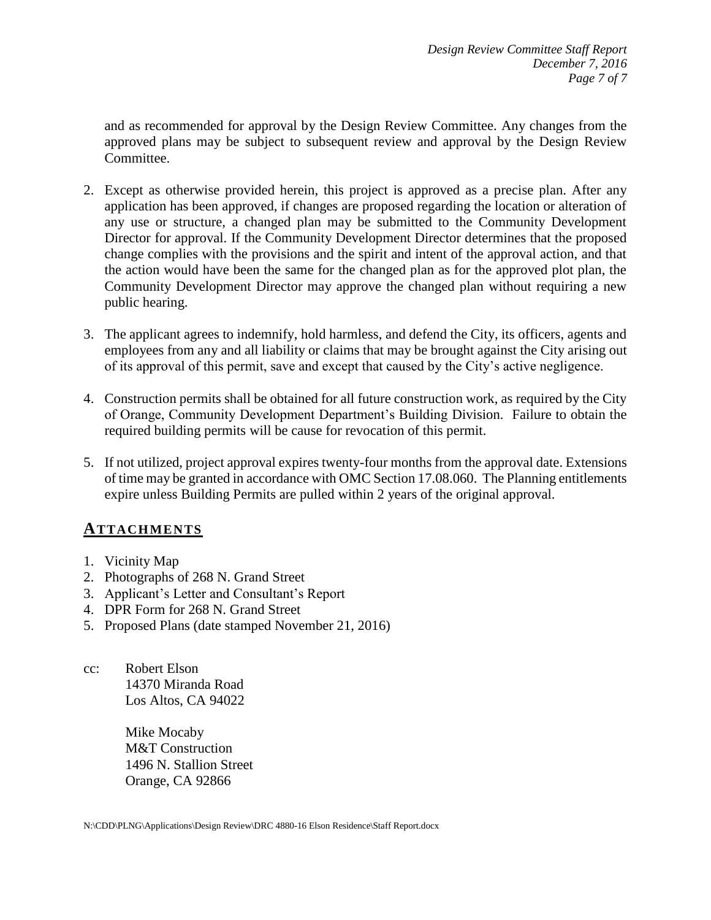and as recommended for approval by the Design Review Committee. Any changes from the approved plans may be subject to subsequent review and approval by the Design Review Committee.

2. Except as otherwise provided herein, this project is approved as a precise plan. After any application has been approved, if changes are proposed regarding the location or alteration of any use or structure, a changed plan may be submitted to the Community Development Director for approval. If the Community Development Director determines that the proposed change complies with the provisions and the spirit and intent of the approval action, and that the action would have been the same for the changed plan as for the approved plot plan, the Community Development Director may approve the changed plan without requiring a new public hearing.

3. The applicant agrees to indemnify, hold harmless, and defend the City, its officers, agents and employees from any and all liability or claims that may be brought against the City arising out of its approval of this permit, save and except that caused by the City's active negligence.

4. Construction permits shall be obtained for all future construction work, as required by the City of Orange, Community Development Department's Building Division. Failure to obtain the required building permits will be cause for revocation of this permit.

5. If not utilized, project approval expires twenty-four months from the approval date. Extensions of time may be granted in accordance with OMC Section 17.08.060. The Planning entitlements expire unless Building Permits are pulled within 2 years of the original approval.

## ATTACHMENTS

1. Vicinity Map
2. Photographs of 268 N. Grand Street
3. Applicant's Letter and Consultant's Report
4. DPR Form for 268 N. Grand Street
5. Proposed Plans (date stamped November 21, 2016)

cc: Robert Elson
14370 Miranda Road
Los Altos, CA 94022

Mike Mocaby
M&T Construction
1496 N. Stallion Street
Orange, CA 92866

N:\CDD\PLNG\Applications\Design Review\DRC 4880-16 Elson Residence\Staff Report.docx